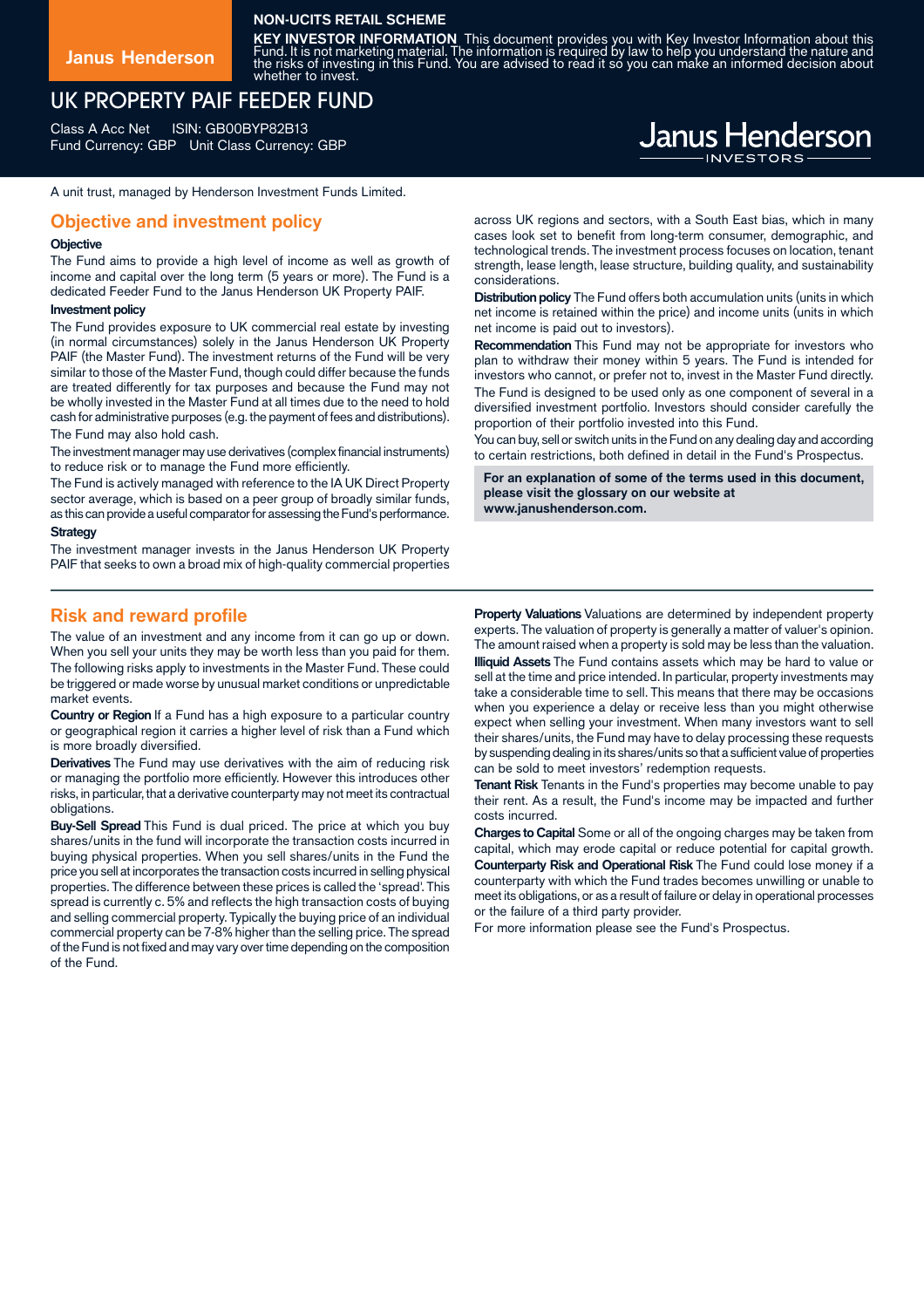NON-UCITS RETAIL SCHEME

**KEY INVESTOR INFORMATION** This document provides you with Key Investor Information about this Fund. It is not marketing material. The information is required by law to help you understand the nature and the risks of investing in this Fund. You are advised to read it so you can make an informed decision about whether to invest.

# UK PROPERTY PAIF FEEDER FUND

Class A Acc Net ISIN: GB00BYP82B13
Fund Currency: GBP Unit Class Currency: GBP

A unit trust, managed by Henderson Investment Funds Limited.

## Objective and investment policy

**Objective**

The Fund aims to provide a high level of income as well as growth of income and capital over the long term (5 years or more). The Fund is a dedicated Feeder Fund to the Janus Henderson UK Property PAIF.

**Investment policy**

The Fund provides exposure to UK commercial real estate by investing (in normal circumstances) solely in the Janus Henderson UK Property PAIF (the Master Fund). The investment returns of the Fund will be very similar to those of the Master Fund, though could differ because the funds are treated differently for tax purposes and because the Fund may not be wholly invested in the Master Fund at all times due to the need to hold cash for administrative purposes (e.g. the payment of fees and distributions).

The Fund may also hold cash.

The investment manager may use derivatives (complex financial instruments) to reduce risk or to manage the Fund more efficiently.

The Fund is actively managed with reference to the IA UK Direct Property sector average, which is based on a peer group of broadly similar funds, as this can provide a useful comparator for assessing the Fund's performance.

**Strategy**

The investment manager invests in the Janus Henderson UK Property PAIF that seeks to own a broad mix of high-quality commercial properties across UK regions and sectors, with a South East bias, which in many cases look set to benefit from long-term consumer, demographic, and technological trends. The investment process focuses on location, tenant strength, lease length, lease structure, building quality, and sustainability considerations.

**Distribution policy** The Fund offers both accumulation units (units in which net income is retained within the price) and income units (units in which net income is paid out to investors).

**Recommendation** This Fund may not be appropriate for investors who plan to withdraw their money within 5 years. The Fund is intended for investors who cannot, or prefer not to, invest in the Master Fund directly.

The Fund is designed to be used only as one component of several in a diversified investment portfolio. Investors should consider carefully the proportion of their portfolio invested into this Fund.

You can buy, sell or switch units in the Fund on any dealing day and according to certain restrictions, both defined in detail in the Fund's Prospectus.

**For an explanation of some of the terms used in this document, please visit the glossary on our website at www.janushenderson.com.**

## Risk and reward profile

The value of an investment and any income from it can go up or down. When you sell your units they may be worth less than you paid for them.

The following risks apply to investments in the Master Fund. These could be triggered or made worse by unusual market conditions or unpredictable market events.

**Country or Region** If a Fund has a high exposure to a particular country or geographical region it carries a higher level of risk than a Fund which is more broadly diversified.

**Derivatives** The Fund may use derivatives with the aim of reducing risk or managing the portfolio more efficiently. However this introduces other risks, in particular, that a derivative counterparty may not meet its contractual obligations.

**Buy-Sell Spread** This Fund is dual priced. The price at which you buy shares/units in the fund will incorporate the transaction costs incurred in buying physical properties. When you sell shares/units in the Fund the price you sell at incorporates the transaction costs incurred in selling physical properties. The difference between these prices is called the 'spread'. This spread is currently c. 5% and reflects the high transaction costs of buying and selling commercial property. Typically the buying price of an individual commercial property can be 7-8% higher than the selling price. The spread of the Fund is not fixed and may vary over time depending on the composition of the Fund.

**Property Valuations** Valuations are determined by independent property experts. The valuation of property is generally a matter of valuer's opinion. The amount raised when a property is sold may be less than the valuation.

**Illiquid Assets** The Fund contains assets which may be hard to value or sell at the time and price intended. In particular, property investments may take a considerable time to sell. This means that there may be occasions when you experience a delay or receive less than you might otherwise expect when selling your investment. When many investors want to sell their shares/units, the Fund may have to delay processing these requests by suspending dealing in its shares/units so that a sufficient value of properties can be sold to meet investors' redemption requests.

**Tenant Risk** Tenants in the Fund's properties may become unable to pay their rent. As a result, the Fund's income may be impacted and further costs incurred.

**Charges to Capital** Some or all of the ongoing charges may be taken from capital, which may erode capital or reduce potential for capital growth.

**Counterparty Risk and Operational Risk** The Fund could lose money if a counterparty with which the Fund trades becomes unwilling or unable to meet its obligations, or as a result of failure or delay in operational processes or the failure of a third party provider.

For more information please see the Fund's Prospectus.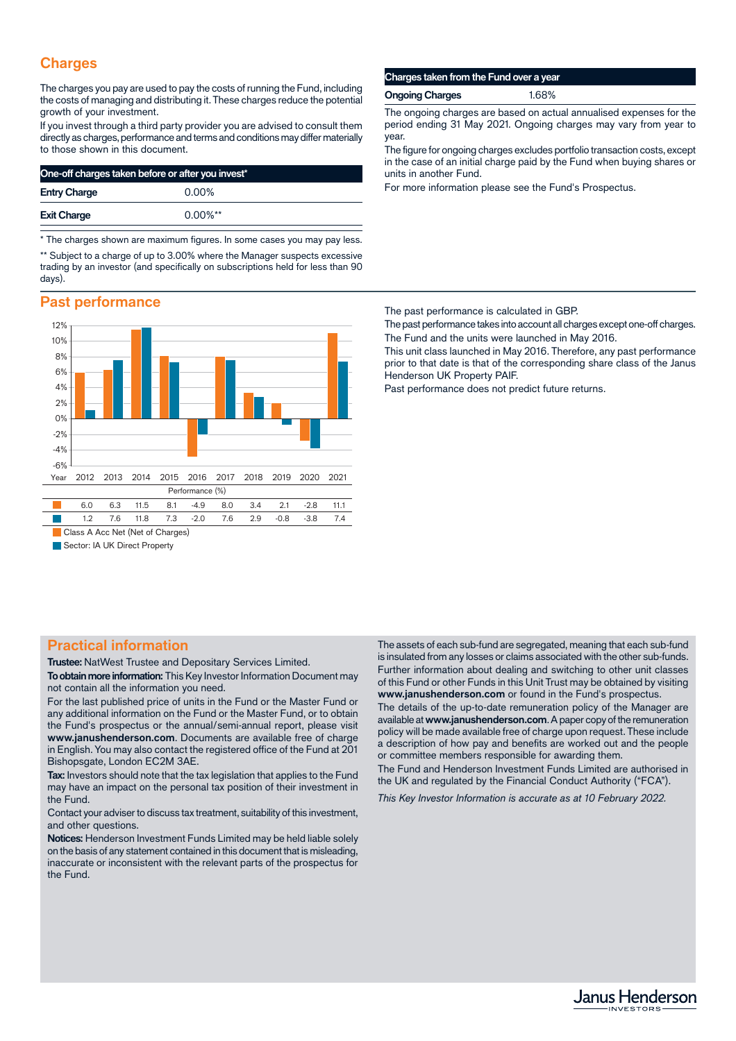## Charges

The charges you pay are used to pay the costs of running the Fund, including the costs of managing and distributing it. These charges reduce the potential growth of your investment.

If you invest through a third party provider you are advised to consult them directly as charges, performance and terms and conditions may differ materially to those shown in this document.

| One-off charges taken before or after you invest* | |
|---|---|
| **Entry Charge** | 0.00% |
| **Exit Charge** | 0.00%** |

* The charges shown are maximum figures. In some cases you may pay less.

** Subject to a charge of up to 3.00% where the Manager suspects excessive trading by an investor (and specifically on subscriptions held for less than 90 days).

| Charges taken from the Fund over a year | |
|---|---|
| **Ongoing Charges** | 1.68% |

The ongoing charges are based on actual annualised expenses for the period ending 31 May 2021. Ongoing charges may vary from year to year.

The figure for ongoing charges excludes portfolio transaction costs, except in the case of an initial charge paid by the Fund when buying shares or units in another Fund.

For more information please see the Fund's Prospectus.

## Past performance

12%
10%
8%
6%
4%
2%
0%
-2%
-4%
-6%

Year 2012 2013 2014 2015 2016 2017 2018 2019 2020 2021

Performance (%)

Class A Acc Net (Net of Charges): 6.0 6.3 11.5 8.1 -4.9 8.0 3.4 2.1 -2.8 11.1

Sector: IA UK Direct Property: 1.2 7.6 11.8 7.3 -2.0 7.6 2.9 -0.8 -3.8 7.4

The past performance is calculated in GBP.

The past performance takes into account all charges except one-off charges.

The Fund and the units were launched in May 2016.

This unit class launched in May 2016. Therefore, any past performance prior to that date is that of the corresponding share class of the Janus Henderson UK Property PAIF.

Past performance does not predict future returns.

## Practical information

**Trustee:** NatWest Trustee and Depositary Services Limited.

**To obtain more information:** This Key Investor Information Document may not contain all the information you need.

For the last published price of units in the Fund or the Master Fund or any additional information on the Fund or the Master Fund, or to obtain the Fund's prospectus or the annual/semi-annual report, please visit **www.janushenderson.com**. Documents are available free of charge in English. You may also contact the registered office of the Fund at 201 Bishopsgate, London EC2M 3AE.

**Tax:** Investors should note that the tax legislation that applies to the Fund may have an impact on the personal tax position of their investment in the Fund.

Contact your adviser to discuss tax treatment, suitability of this investment, and other questions.

**Notices:** Henderson Investment Funds Limited may be held liable solely on the basis of any statement contained in this document that is misleading, inaccurate or inconsistent with the relevant parts of the prospectus for the Fund.

The assets of each sub-fund are segregated, meaning that each sub-fund is insulated from any losses or claims associated with the other sub-funds. Further information about dealing and switching to other unit classes of this Fund or other Funds in this Unit Trust may be obtained by visiting **www.janushenderson.com** or found in the Fund's prospectus.

The details of the up-to-date remuneration policy of the Manager are available at **www.janushenderson.com**. A paper copy of the remuneration policy will be made available free of charge upon request. These include a description of how pay and benefits are worked out and the people or committee members responsible for awarding them.

The Fund and Henderson Investment Funds Limited are authorised in the UK and regulated by the Financial Conduct Authority ("FCA").

*This Key Investor Information is accurate as at 10 February 2022.*